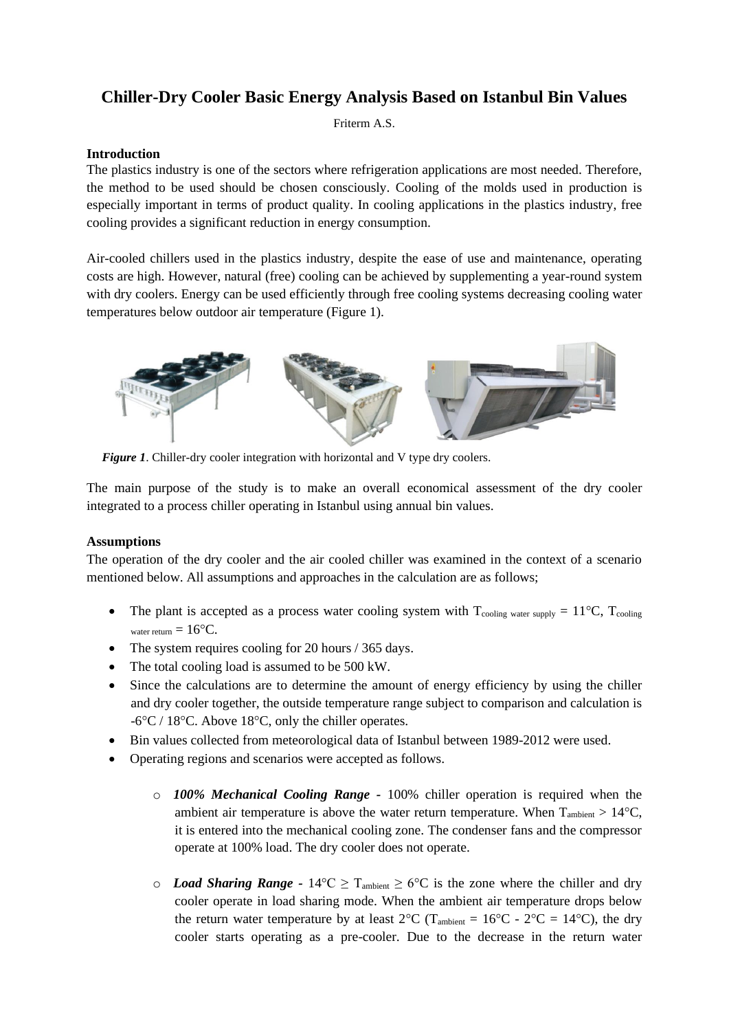# Chiller-Dry Cooler Basic Energy Analysis Based on Istanbul Bin Values

Friterm A.S.

**Introduction**

The plastics industry is one of the sectors where refrigeration applications are most needed. Therefore, the method to be used should be chosen consciously. Cooling of the molds used in production is especially important in terms of product quality. In cooling applications in the plastics industry, free cooling provides a significant reduction in energy consumption.

Air-cooled chillers used in the plastics industry, despite the ease of use and maintenance, operating costs are high. However, natural (free) cooling can be achieved by supplementing a year-round system with dry coolers. Energy can be used efficiently through free cooling systems decreasing cooling water temperatures below outdoor air temperature (Figure 1).

***Figure 1***. Chiller-dry cooler integration with horizontal and V type dry coolers.

The main purpose of the study is to make an overall economical assessment of the dry cooler integrated to a process chiller operating in Istanbul using annual bin values.

**Assumptions**

The operation of the dry cooler and the air cooled chiller was examined in the context of a scenario mentioned below. All assumptions and approaches in the calculation are as follows;

- The plant is accepted as a process water cooling system with $T_{cooling\ water\ supply} = 11°C$, $T_{cooling\ water\ return} = 16°C$.
- The system requires cooling for 20 hours / 365 days.
- The total cooling load is assumed to be 500 kW.
- Since the calculations are to determine the amount of energy efficiency by using the chiller and dry cooler together, the outside temperature range subject to comparison and calculation is -6°C / 18°C. Above 18°C, only the chiller operates.
- Bin values collected from meteorological data of Istanbul between 1989-2012 were used.
- Operating regions and scenarios were accepted as follows.
    - ***100% Mechanical Cooling Range -*** 100% chiller operation is required when the ambient air temperature is above the water return temperature. When $T_{ambient} > 14°C$, it is entered into the mechanical cooling zone. The condenser fans and the compressor operate at 100% load. The dry cooler does not operate.
    - ***Load Sharing Range -*** $14°C \geq T_{ambient} \geq 6°C$ is the zone where the chiller and dry cooler operate in load sharing mode. When the ambient air temperature drops below the return water temperature by at least 2°C ($T_{ambient} = 16°C - 2°C = 14°C$), the dry cooler starts operating as a pre-cooler. Due to the decrease in the return water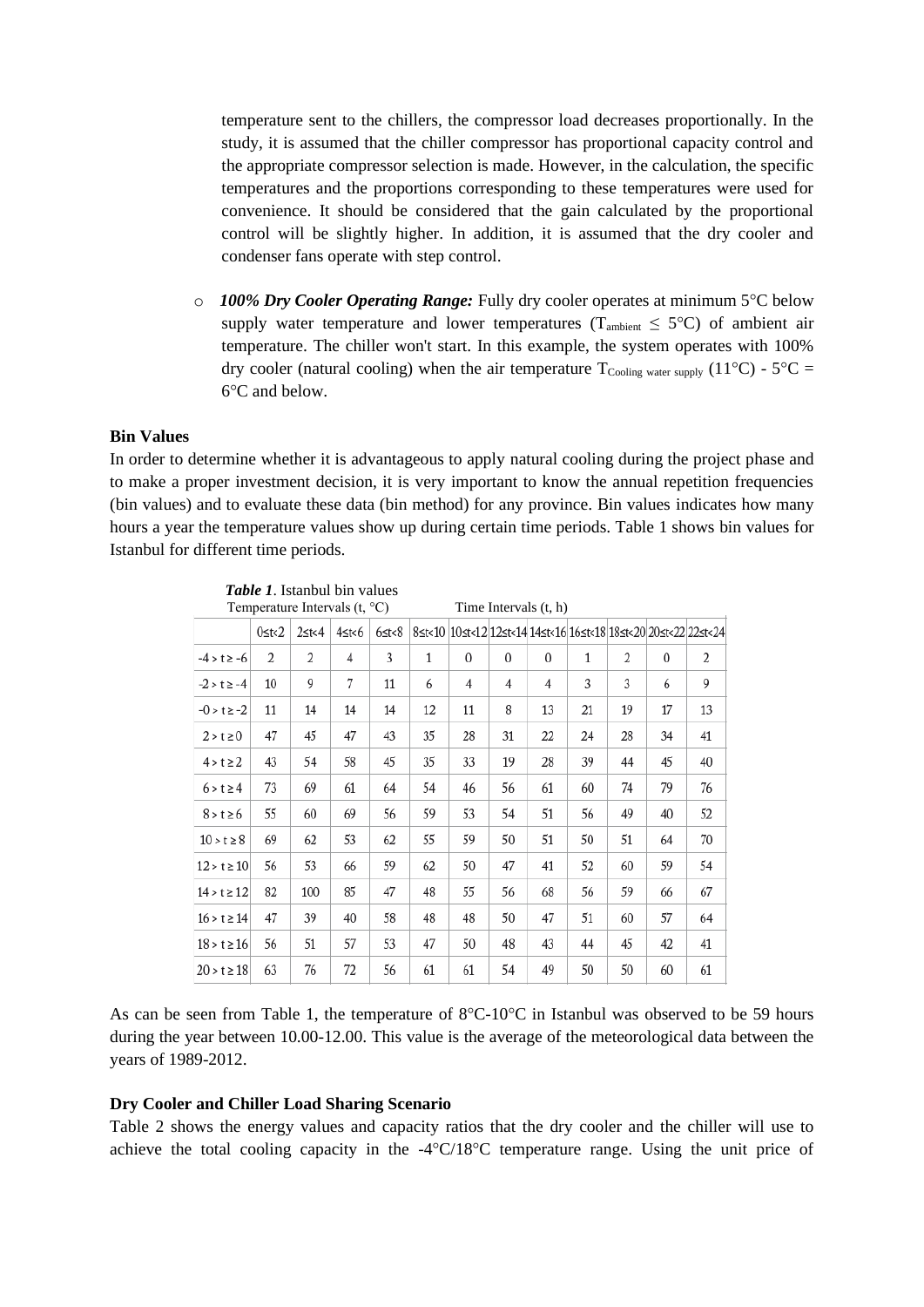temperature sent to the chillers, the compressor load decreases proportionally. In the study, it is assumed that the chiller compressor has proportional capacity control and the appropriate compressor selection is made. However, in the calculation, the specific temperatures and the proportions corresponding to these temperatures were used for convenience. It should be considered that the gain calculated by the proportional control will be slightly higher. In addition, it is assumed that the dry cooler and condenser fans operate with step control.

- ***100% Dry Cooler Operating Range:*** Fully dry cooler operates at minimum 5°C below supply water temperature and lower temperatures ($T_{ambient} \leq 5°C$) of ambient air temperature. The chiller won't start. In this example, the system operates with 100% dry cooler (natural cooling) when the air temperature $T_{Cooling\ water\ supply}$ (11°C) - 5°C = 6°C and below.

**Bin Values**

In order to determine whether it is advantageous to apply natural cooling during the project phase and to make a proper investment decision, it is very important to know the annual repetition frequencies (bin values) and to evaluate these data (bin method) for any province. Bin values indicates how many hours a year the temperature values show up during certain time periods. Table 1 shows bin values for Istanbul for different time periods.

***Table 1***. Istanbul bin values

Temperature Intervals (t, °C) — Time Intervals (t, h)

| | 0≤t<2 | 2≤t<4 | 4≤t<6 | 6≤t<8 | 8≤t<10 | 10≤t<12 | 12≤t<14 | 14≤t<16 | 16≤t<18 | 18≤t<20 | 20≤t<22 | 22≤t<24 |
|---|---|---|---|---|---|---|---|---|---|---|---|---|
| -4 > t ≥ -6 | 2 | 2 | 4 | 3 | 1 | 0 | 0 | 0 | 1 | 2 | 0 | 2 |
| -2 > t ≥ -4 | 10 | 9 | 7 | 11 | 6 | 4 | 4 | 4 | 3 | 3 | 6 | 9 |
| -0 > t ≥ -2 | 11 | 14 | 14 | 14 | 12 | 11 | 8 | 13 | 21 | 19 | 17 | 13 |
| 2 > t ≥ 0 | 47 | 45 | 47 | 43 | 35 | 28 | 31 | 22 | 24 | 28 | 34 | 41 |
| 4 > t ≥ 2 | 43 | 54 | 58 | 45 | 35 | 33 | 19 | 28 | 39 | 44 | 45 | 40 |
| 6 > t ≥ 4 | 73 | 69 | 61 | 64 | 54 | 46 | 56 | 61 | 60 | 74 | 79 | 76 |
| 8 > t ≥ 6 | 55 | 60 | 69 | 56 | 59 | 53 | 54 | 51 | 56 | 49 | 40 | 52 |
| 10 > t ≥ 8 | 69 | 62 | 53 | 62 | 55 | 59 | 50 | 51 | 50 | 51 | 64 | 70 |
| 12 > t ≥ 10 | 56 | 53 | 66 | 59 | 62 | 50 | 47 | 41 | 52 | 60 | 59 | 54 |
| 14 > t ≥ 12 | 82 | 100 | 85 | 47 | 48 | 55 | 56 | 68 | 56 | 59 | 66 | 67 |
| 16 > t ≥ 14 | 47 | 39 | 40 | 58 | 48 | 48 | 50 | 47 | 51 | 60 | 57 | 64 |
| 18 > t ≥ 16 | 56 | 51 | 57 | 53 | 47 | 50 | 48 | 43 | 44 | 45 | 42 | 41 |
| 20 > t ≥ 18 | 63 | 76 | 72 | 56 | 61 | 61 | 54 | 49 | 50 | 50 | 60 | 61 |

As can be seen from Table 1, the temperature of 8°C-10°C in Istanbul was observed to be 59 hours during the year between 10.00-12.00. This value is the average of the meteorological data between the years of 1989-2012.

**Dry Cooler and Chiller Load Sharing Scenario**

Table 2 shows the energy values and capacity ratios that the dry cooler and the chiller will use to achieve the total cooling capacity in the -4°C/18°C temperature range. Using the unit price of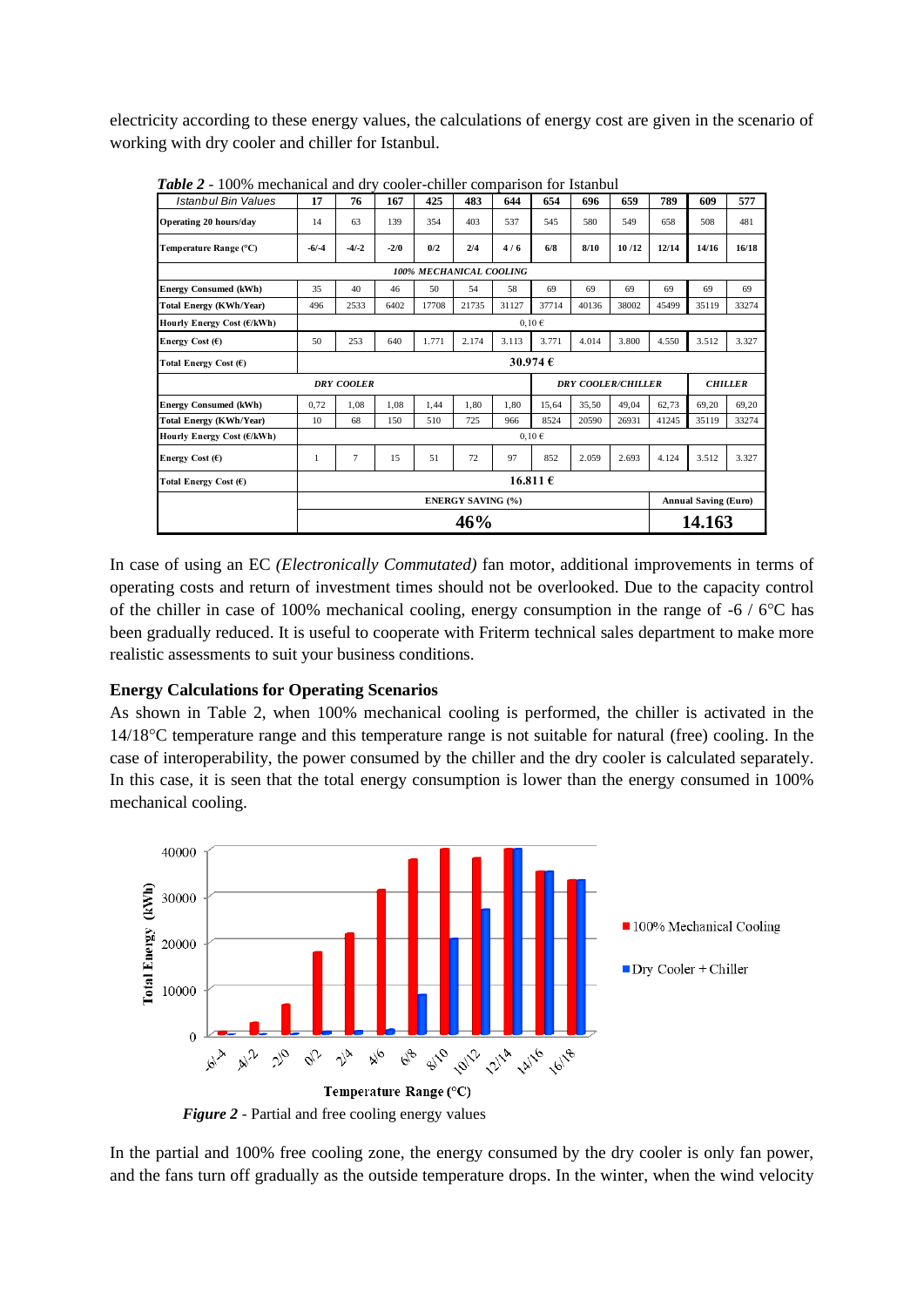electricity according to these energy values, the calculations of energy cost are given in the scenario of working with dry cooler and chiller for Istanbul.

***Table 2*** - 100% mechanical and dry cooler-chiller comparison for Istanbul

| *Istanbul Bin Values* | 17 | 76 | 167 | 425 | 483 | 644 | 654 | 696 | 659 | 789 | 609 | 577 |
|---|---|---|---|---|---|---|---|---|---|---|---|---|
| **Operating 20 hours/day** | 14 | 63 | 139 | 354 | 403 | 537 | 545 | 580 | 549 | 658 | 508 | 481 |
| **Temperature Range (°C)** | **-6/-4** | **-4/-2** | **-2/0** | **0/2** | **2/4** | **4 / 6** | **6/8** | **8/10** | **10 /12** | **12/14** | **14/16** | **16/18** |
| ***100% MECHANICAL COOLING*** | | | | | | | | | | | | |
| **Energy Consumed (kWh)** | 35 | 40 | 46 | 50 | 54 | 58 | 69 | 69 | 69 | 69 | 69 | 69 |
| **Total Energy (KWh/Year)** | 496 | 2533 | 6402 | 17708 | 21735 | 31127 | 37714 | 40136 | 38002 | 45499 | 35119 | 33274 |
| **Hourly Energy Cost (€/kWh)** | 0,10 € | | | | | | | | | | | |
| **Energy Cost (€)** | 50 | 253 | 640 | 1.771 | 2.174 | 3.113 | 3.771 | 4.014 | 3.800 | 4.550 | 3.512 | 3.327 |
| **Total Energy Cost (€)** | **30.974 €** | | | | | | | | | | | |
| | ***DRY COOLER*** | | | | | | ***DRY COOLER/CHILLER*** | | | | ***CHILLER*** | |
| **Energy Consumed (kWh)** | 0,72 | 1,08 | 1,08 | 1,44 | 1,80 | 1,80 | 15,64 | 35,50 | 49,04 | 62,73 | 69,20 | 69,20 |
| **Total Energy (KWh/Year)** | 10 | 68 | 150 | 510 | 725 | 966 | 8524 | 20590 | 26931 | 41245 | 35119 | 33274 |
| **Hourly Energy Cost (€/kWh)** | 0,10 € | | | | | | | | | | | |
| **Energy Cost (€)** | 1 | 7 | 15 | 51 | 72 | 97 | 852 | 2.059 | 2.693 | 4.124 | 3.512 | 3.327 |
| **Total Energy Cost (€)** | **16.811 €** | | | | | | | | | | | |
| | **ENERGY SAVING (%)** | | | | | | | | | | **Annual Saving (Euro)** | |
| | **46%** | | | | | | | | | | **14.163** | |

In case of using an EC *(Electronically Commutated)* fan motor, additional improvements in terms of operating costs and return of investment times should not be overlooked. Due to the capacity control of the chiller in case of 100% mechanical cooling, energy consumption in the range of -6 / 6°C has been gradually reduced. It is useful to cooperate with Friterm technical sales department to make more realistic assessments to suit your business conditions.

**Energy Calculations for Operating Scenarios**

As shown in Table 2, when 100% mechanical cooling is performed, the chiller is activated in the 14/18°C temperature range and this temperature range is not suitable for natural (free) cooling. In the case of interoperability, the power consumed by the chiller and the dry cooler is calculated separately. In this case, it is seen that the total energy consumption is lower than the energy consumed in 100% mechanical cooling.

***Figure 2*** - Partial and free cooling energy values

In the partial and 100% free cooling zone, the energy consumed by the dry cooler is only fan power, and the fans turn off gradually as the outside temperature drops. In the winter, when the wind velocity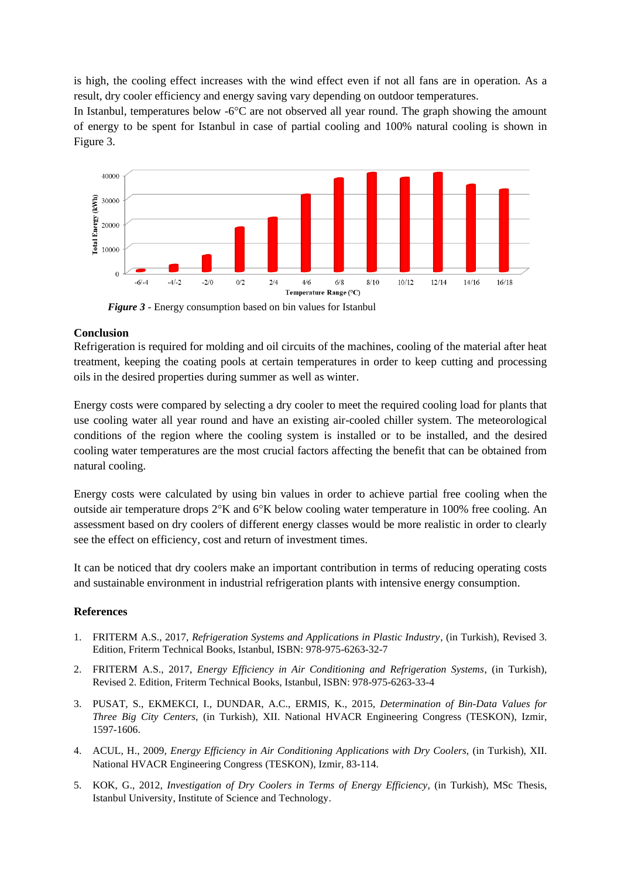is high, the cooling effect increases with the wind effect even if not all fans are in operation. As a result, dry cooler efficiency and energy saving vary depending on outdoor temperatures.

In Istanbul, temperatures below -6°C are not observed all year round. The graph showing the amount of energy to be spent for Istanbul in case of partial cooling and 100% natural cooling is shown in Figure 3.

Total Energy (kWh)

40000
30000
20000
10000
0

-6/-4 -4/-2 -2/0 0/2 2/4 4/6 6/8 8/10 10/12 12/14 14/16 16/18

Temperature Range (°C)

***Figure 3*** - Energy consumption based on bin values for Istanbul

## Conclusion

Refrigeration is required for molding and oil circuits of the machines, cooling of the material after heat treatment, keeping the coating pools at certain temperatures in order to keep cutting and processing oils in the desired properties during summer as well as winter.

Energy costs were compared by selecting a dry cooler to meet the required cooling load for plants that use cooling water all year round and have an existing air-cooled chiller system. The meteorological conditions of the region where the cooling system is installed or to be installed, and the desired cooling water temperatures are the most crucial factors affecting the benefit that can be obtained from natural cooling.

Energy costs were calculated by using bin values in order to achieve partial free cooling when the outside air temperature drops 2°K and 6°K below cooling water temperature in 100% free cooling. An assessment based on dry coolers of different energy classes would be more realistic in order to clearly see the effect on efficiency, cost and return of investment times.

It can be noticed that dry coolers make an important contribution in terms of reducing operating costs and sustainable environment in industrial refrigeration plants with intensive energy consumption.

## References

1. FRITERM A.S., 2017, *Refrigeration Systems and Applications in Plastic Industry*, (in Turkish), Revised 3. Edition, Friterm Technical Books, Istanbul, ISBN: 978-975-6263-32-7
2. FRITERM A.S., 2017, *Energy Efficiency in Air Conditioning and Refrigeration Systems*, (in Turkish), Revised 2. Edition, Friterm Technical Books, Istanbul, ISBN: 978-975-6263-33-4
3. PUSAT, S., EKMEKCI, I., DUNDAR, A.C., ERMIS, K., 2015, *Determination of Bin-Data Values for Three Big City Centers*, (in Turkish), XII. National HVACR Engineering Congress (TESKON), Izmir, 1597-1606.
4. ACUL, H., 2009, *Energy Efficiency in Air Conditioning Applications with Dry Coolers*, (in Turkish), XII. National HVACR Engineering Congress (TESKON), Izmir, 83-114.
5. KOK, G., 2012, *Investigation of Dry Coolers in Terms of Energy Efficiency*, (in Turkish), MSc Thesis, Istanbul University, Institute of Science and Technology.